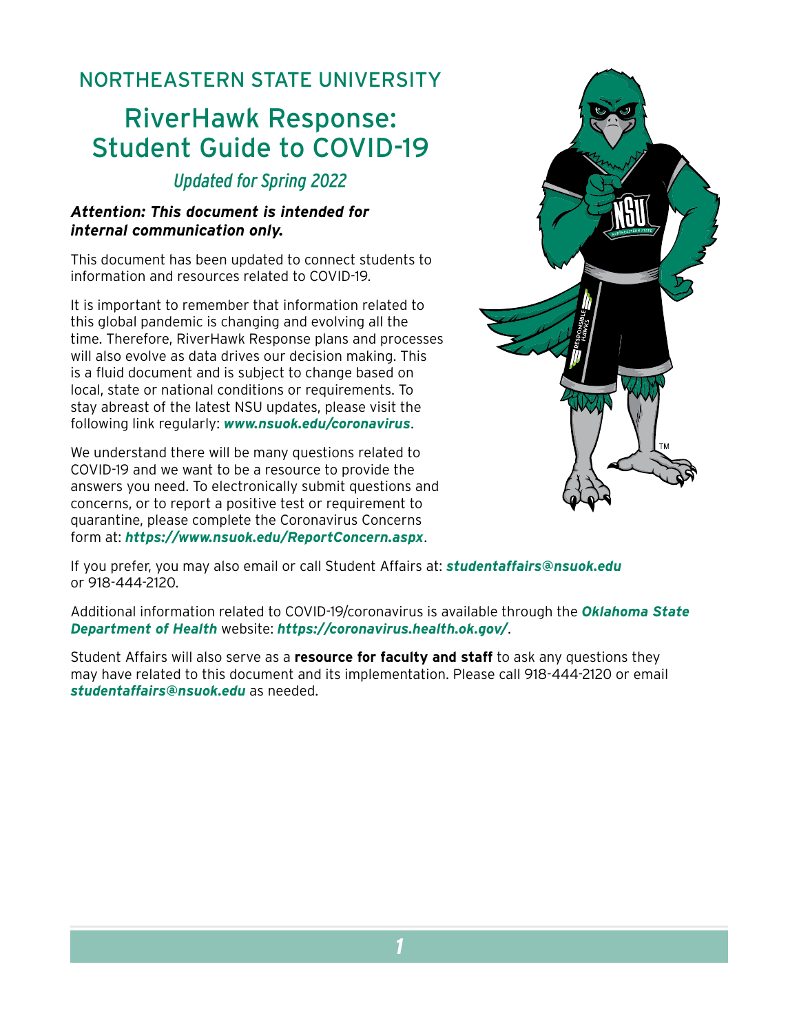NORTHEASTERN STATE UNIVERSITY

# RiverHawk Response: Student Guide to COVID-19

*Updated for Spring 2022*

***Attention: This document is intended for internal communication only.***

This document has been updated to connect students to information and resources related to COVID-19.

It is important to remember that information related to this global pandemic is changing and evolving all the time. Therefore, RiverHawk Response plans and processes will also evolve as data drives our decision making. This is a fluid document and is subject to change based on local, state or national conditions or requirements. To stay abreast of the latest NSU updates, please visit the following link regularly: ***www.nsuok.edu/coronavirus***.

We understand there will be many questions related to COVID-19 and we want to be a resource to provide the answers you need. To electronically submit questions and concerns, or to report a positive test or requirement to quarantine, please complete the Coronavirus Concerns form at: ***https://www.nsuok.edu/ReportConcern.aspx***.

If you prefer, you may also email or call Student Affairs at: ***studentaffairs@nsuok.edu*** or 918-444-2120.

Additional information related to COVID-19/coronavirus is available through the ***Oklahoma State Department of Health*** website: ***https://coronavirus.health.ok.gov/***.

Student Affairs will also serve as a **resource for faculty and staff** to ask any questions they may have related to this document and its implementation. Please call 918-444-2120 or email ***studentaffairs@nsuok.edu*** as needed.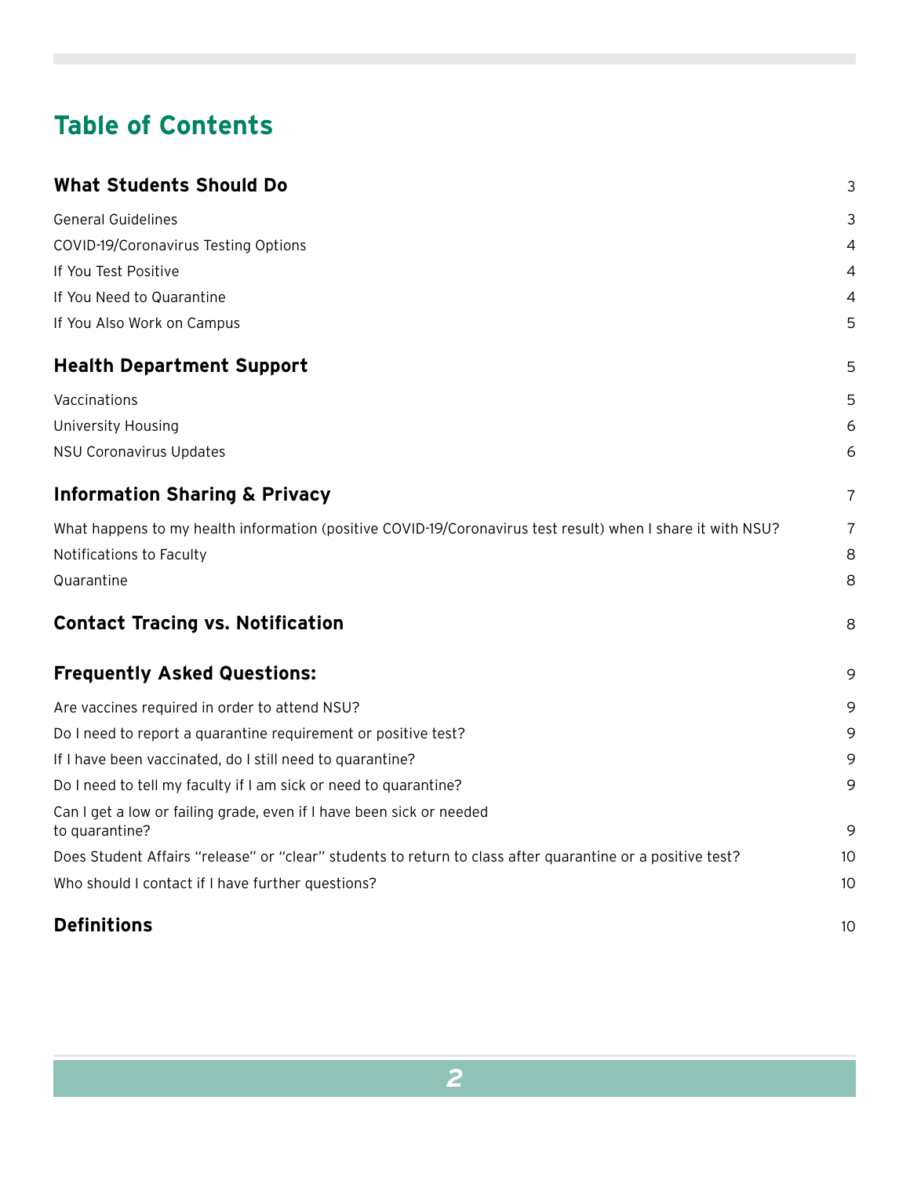# Table of Contents

| | |
|---|---|
| **What Students Should Do** | 3 |
| General Guidelines | 3 |
| COVID-19/Coronavirus Testing Options | 4 |
| If You Test Positive | 4 |
| If You Need to Quarantine | 4 |
| If You Also Work on Campus | 5 |
| **Health Department Support** | 5 |
| Vaccinations | 5 |
| University Housing | 6 |
| NSU Coronavirus Updates | 6 |
| **Information Sharing & Privacy** | 7 |
| What happens to my health information (positive COVID-19/Coronavirus test result) when I share it with NSU? | 7 |
| Notifications to Faculty | 8 |
| Quarantine | 8 |
| **Contact Tracing vs. Notification** | 8 |
| **Frequently Asked Questions:** | 9 |
| Are vaccines required in order to attend NSU? | 9 |
| Do I need to report a quarantine requirement or positive test? | 9 |
| If I have been vaccinated, do I still need to quarantine? | 9 |
| Do I need to tell my faculty if I am sick or need to quarantine? | 9 |
| Can I get a low or failing grade, even if I have been sick or needed to quarantine? | 9 |
| Does Student Affairs "release" or "clear" students to return to class after quarantine or a positive test? | 10 |
| Who should I contact if I have further questions? | 10 |
| **Definitions** | 10 |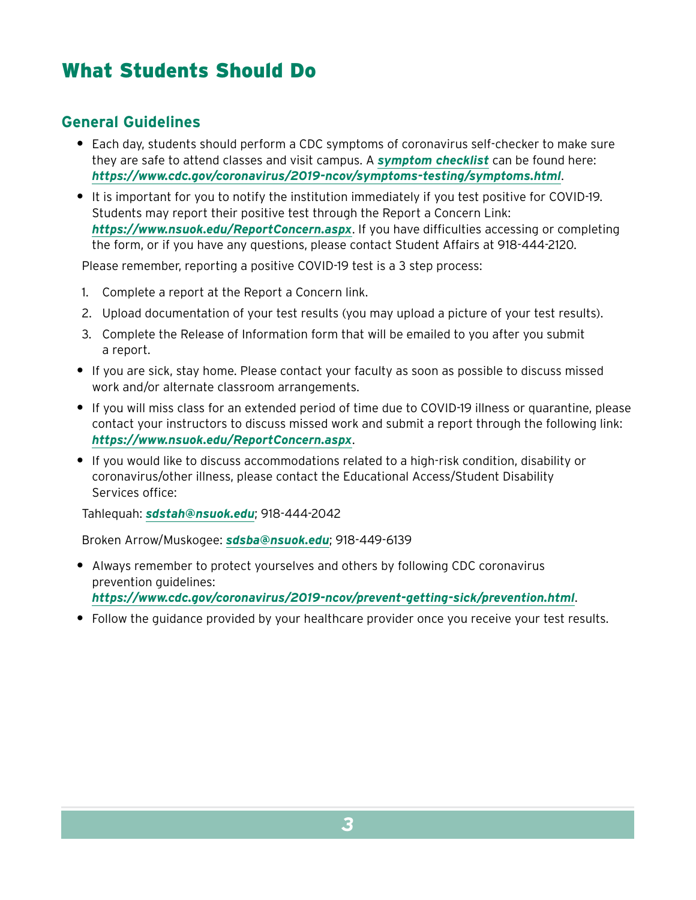# What Students Should Do

## General Guidelines

- Each day, students should perform a CDC symptoms of coronavirus self-checker to make sure they are safe to attend classes and visit campus. A ***symptom checklist*** can be found here: ***https://www.cdc.gov/coronavirus/2019-ncov/symptoms-testing/symptoms.html***.
- It is important for you to notify the institution immediately if you test positive for COVID-19. Students may report their positive test through the Report a Concern Link: ***https://www.nsuok.edu/ReportConcern.aspx***. If you have difficulties accessing or completing the form, or if you have any questions, please contact Student Affairs at 918-444-2120.

Please remember, reporting a positive COVID-19 test is a 3 step process:

1. Complete a report at the Report a Concern link.
2. Upload documentation of your test results (you may upload a picture of your test results).
3. Complete the Release of Information form that will be emailed to you after you submit a report.

- If you are sick, stay home. Please contact your faculty as soon as possible to discuss missed work and/or alternate classroom arrangements.
- If you will miss class for an extended period of time due to COVID-19 illness or quarantine, please contact your instructors to discuss missed work and submit a report through the following link: ***https://www.nsuok.edu/ReportConcern.aspx***.
- If you would like to discuss accommodations related to a high-risk condition, disability or coronavirus/other illness, please contact the Educational Access/Student Disability Services office:

Tahlequah: ***sdstah@nsuok.edu***; 918-444-2042

Broken Arrow/Muskogee: ***sdsba@nsuok.edu***; 918-449-6139

- Always remember to protect yourselves and others by following CDC coronavirus prevention guidelines: ***https://www.cdc.gov/coronavirus/2019-ncov/prevent-getting-sick/prevention.html***.
- Follow the guidance provided by your healthcare provider once you receive your test results.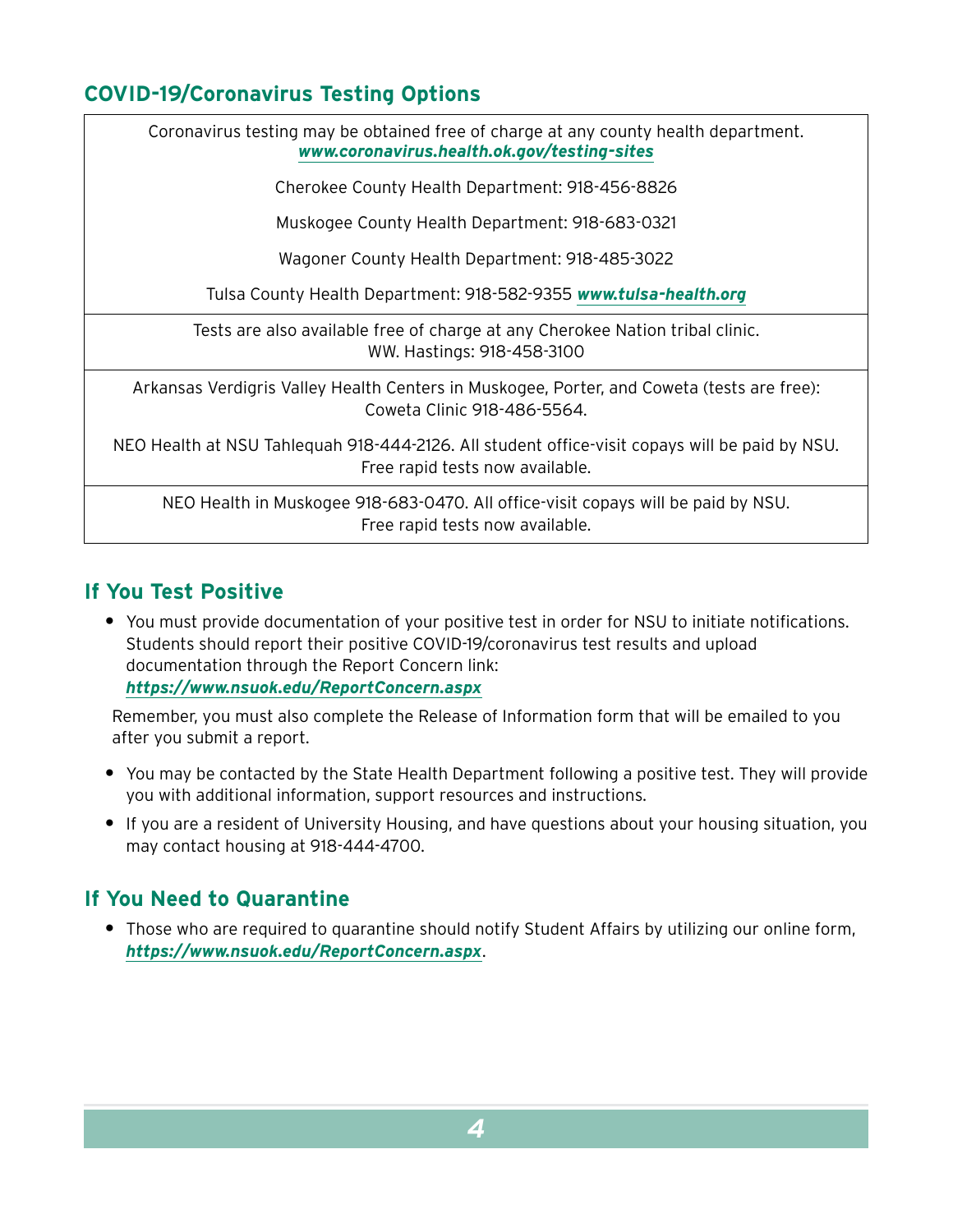## COVID-19/Coronavirus Testing Options

| |
|---|
| Coronavirus testing may be obtained free of charge at any county health department. ***www.coronavirus.health.ok.gov/testing-sites***<br><br>Cherokee County Health Department: 918-456-8826<br><br>Muskogee County Health Department: 918-683-0321<br><br>Wagoner County Health Department: 918-485-3022<br><br>Tulsa County Health Department: 918-582-9355 ***www.tulsa-health.org*** |
| Tests are also available free of charge at any Cherokee Nation tribal clinic.<br>WW. Hastings: 918-458-3100 |
| Arkansas Verdigris Valley Health Centers in Muskogee, Porter, and Coweta (tests are free):<br>Coweta Clinic 918-486-5564.<br><br>NEO Health at NSU Tahlequah 918-444-2126. All student office-visit copays will be paid by NSU.<br>Free rapid tests now available. |
| NEO Health in Muskogee 918-683-0470. All office-visit copays will be paid by NSU.<br>Free rapid tests now available. |

## If You Test Positive

- You must provide documentation of your positive test in order for NSU to initiate notifications. Students should report their positive COVID-19/coronavirus test results and upload documentation through the Report Concern link: ***https://www.nsuok.edu/ReportConcern.aspx***

  Remember, you must also complete the Release of Information form that will be emailed to you after you submit a report.

- You may be contacted by the State Health Department following a positive test. They will provide you with additional information, support resources and instructions.
- If you are a resident of University Housing, and have questions about your housing situation, you may contact housing at 918-444-4700.

## If You Need to Quarantine

- Those who are required to quarantine should notify Student Affairs by utilizing our online form, ***https://www.nsuok.edu/ReportConcern.aspx***.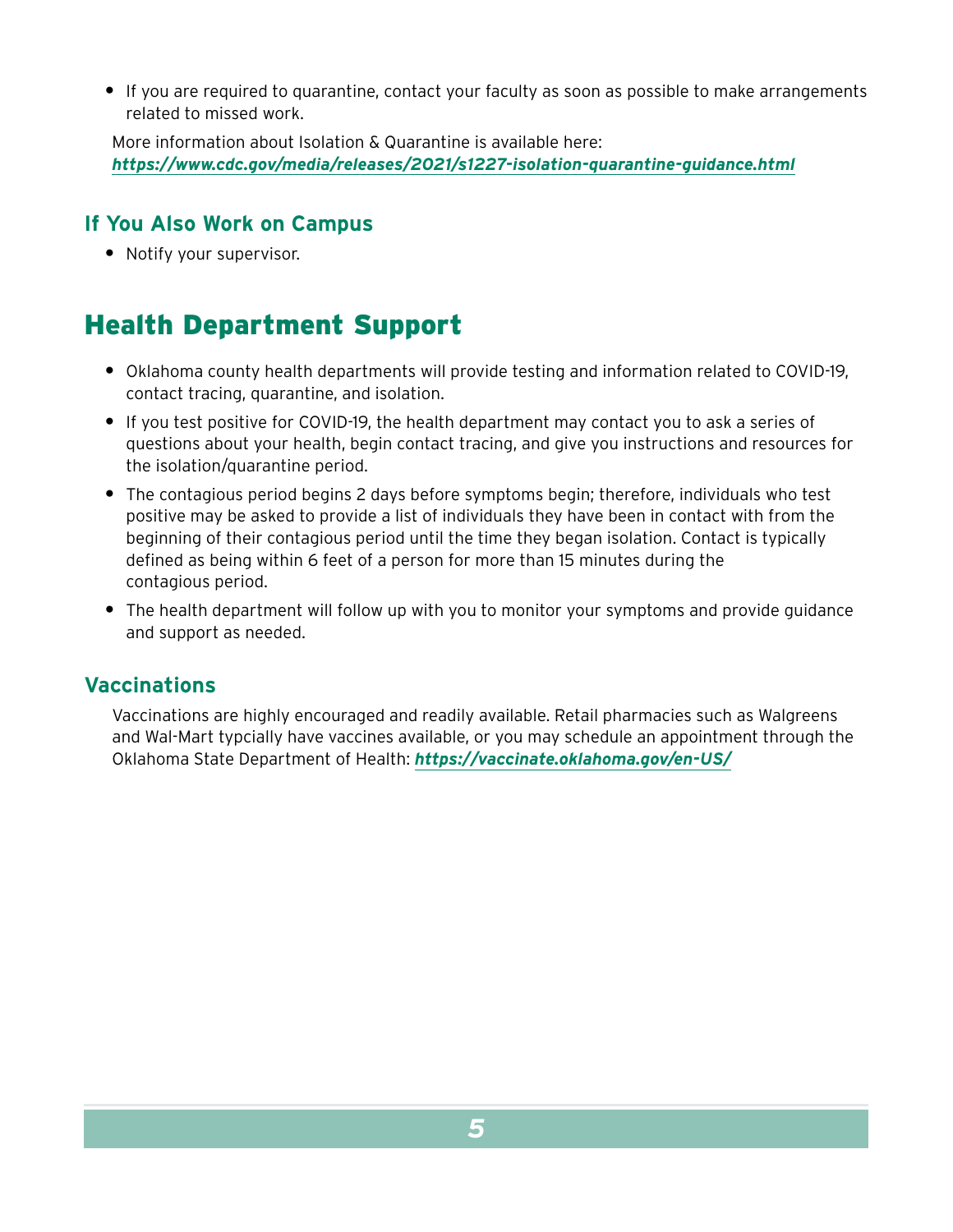- If you are required to quarantine, contact your faculty as soon as possible to make arrangements related to missed work.

More information about Isolation & Quarantine is available here: ***https://www.cdc.gov/media/releases/2021/s1227-isolation-quarantine-guidance.html***

### If You Also Work on Campus

- Notify your supervisor.

## Health Department Support

- Oklahoma county health departments will provide testing and information related to COVID-19, contact tracing, quarantine, and isolation.
- If you test positive for COVID-19, the health department may contact you to ask a series of questions about your health, begin contact tracing, and give you instructions and resources for the isolation/quarantine period.
- The contagious period begins 2 days before symptoms begin; therefore, individuals who test positive may be asked to provide a list of individuals they have been in contact with from the beginning of their contagious period until the time they began isolation. Contact is typically defined as being within 6 feet of a person for more than 15 minutes during the contagious period.
- The health department will follow up with you to monitor your symptoms and provide guidance and support as needed.

### Vaccinations

Vaccinations are highly encouraged and readily available. Retail pharmacies such as Walgreens and Wal-Mart typcially have vaccines available, or you may schedule an appointment through the Oklahoma State Department of Health: ***https://vaccinate.oklahoma.gov/en-US/***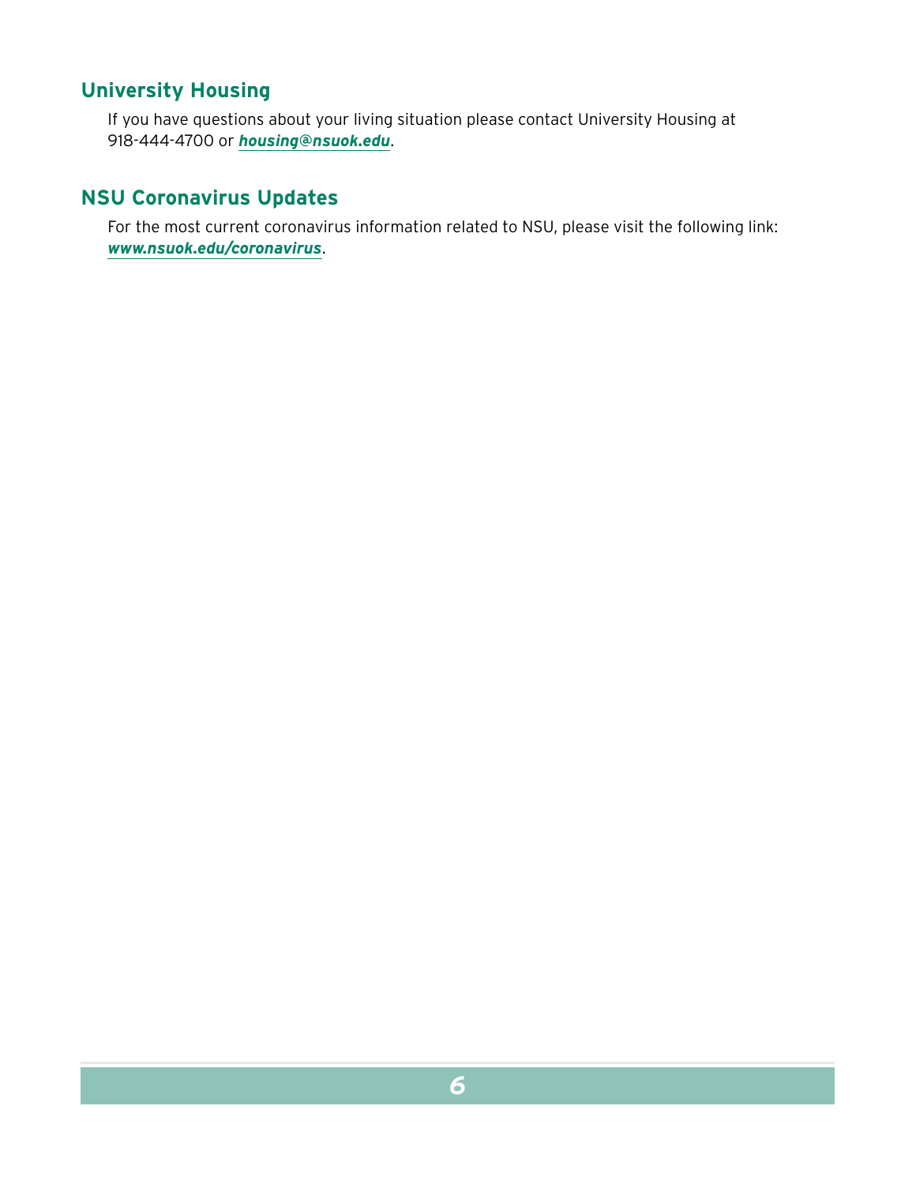## University Housing

If you have questions about your living situation please contact University Housing at 918-444-4700 or ***housing@nsuok.edu***.

## NSU Coronavirus Updates

For the most current coronavirus information related to NSU, please visit the following link: ***www.nsuok.edu/coronavirus***.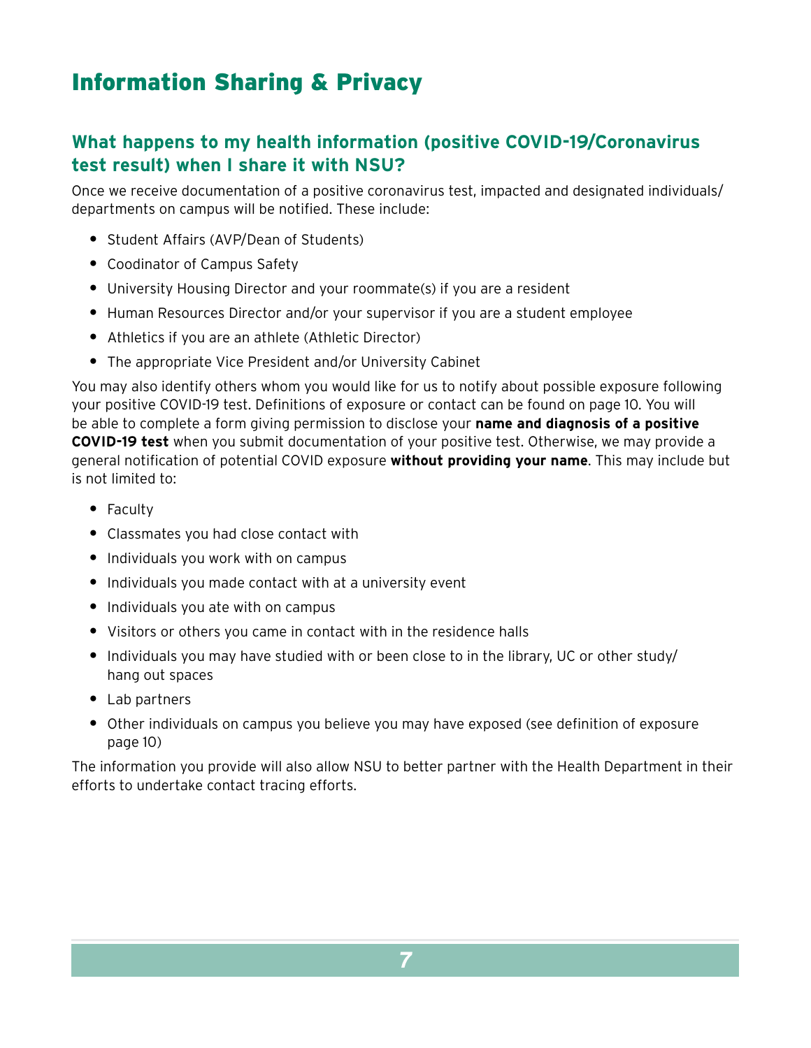# Information Sharing & Privacy

## What happens to my health information (positive COVID-19/Coronavirus test result) when I share it with NSU?

Once we receive documentation of a positive coronavirus test, impacted and designated individuals/departments on campus will be notified. These include:

- Student Affairs (AVP/Dean of Students)
- Coodinator of Campus Safety
- University Housing Director and your roommate(s) if you are a resident
- Human Resources Director and/or your supervisor if you are a student employee
- Athletics if you are an athlete (Athletic Director)
- The appropriate Vice President and/or University Cabinet

You may also identify others whom you would like for us to notify about possible exposure following your positive COVID-19 test. Definitions of exposure or contact can be found on page 10. You will be able to complete a form giving permission to disclose your **name and diagnosis of a positive COVID-19 test** when you submit documentation of your positive test. Otherwise, we may provide a general notification of potential COVID exposure **without providing your name**. This may include but is not limited to:

- Faculty
- Classmates you had close contact with
- Individuals you work with on campus
- Individuals you made contact with at a university event
- Individuals you ate with on campus
- Visitors or others you came in contact with in the residence halls
- Individuals you may have studied with or been close to in the library, UC or other study/hang out spaces
- Lab partners
- Other individuals on campus you believe you may have exposed (see definition of exposure page 10)

The information you provide will also allow NSU to better partner with the Health Department in their efforts to undertake contact tracing efforts.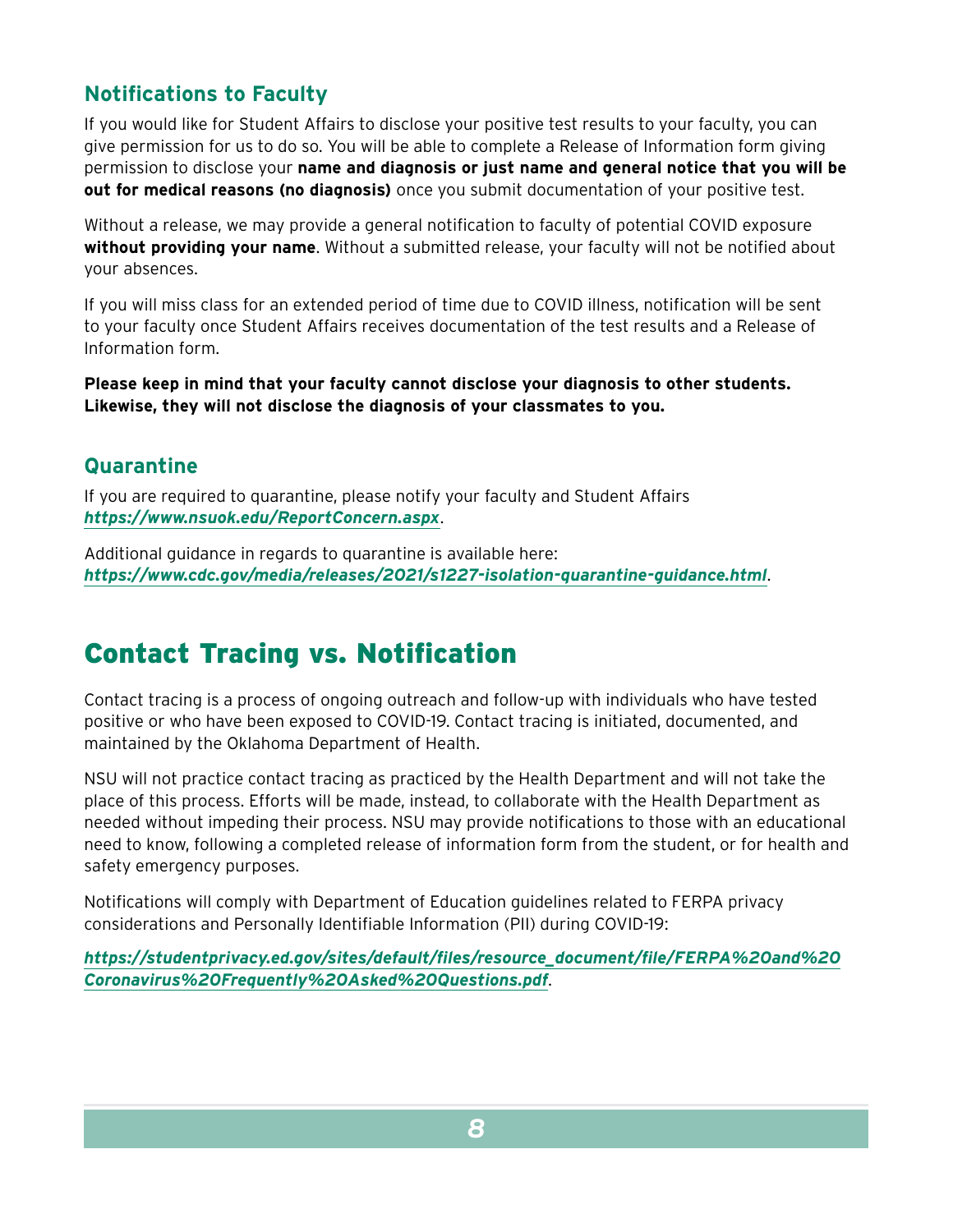### Notifications to Faculty

If you would like for Student Affairs to disclose your positive test results to your faculty, you can give permission for us to do so. You will be able to complete a Release of Information form giving permission to disclose your **name and diagnosis or just name and general notice that you will be out for medical reasons (no diagnosis)** once you submit documentation of your positive test.

Without a release, we may provide a general notification to faculty of potential COVID exposure **without providing your name**. Without a submitted release, your faculty will not be notified about your absences.

If you will miss class for an extended period of time due to COVID illness, notification will be sent to your faculty once Student Affairs receives documentation of the test results and a Release of Information form.

**Please keep in mind that your faculty cannot disclose your diagnosis to other students. Likewise, they will not disclose the diagnosis of your classmates to you.**

### Quarantine

If you are required to quarantine, please notify your faculty and Student Affairs ***https://www.nsuok.edu/ReportConcern.aspx***.

Additional guidance in regards to quarantine is available here: ***https://www.cdc.gov/media/releases/2021/s1227-isolation-quarantine-guidance.html***.

## Contact Tracing vs. Notification

Contact tracing is a process of ongoing outreach and follow-up with individuals who have tested positive or who have been exposed to COVID-19. Contact tracing is initiated, documented, and maintained by the Oklahoma Department of Health.

NSU will not practice contact tracing as practiced by the Health Department and will not take the place of this process. Efforts will be made, instead, to collaborate with the Health Department as needed without impeding their process. NSU may provide notifications to those with an educational need to know, following a completed release of information form from the student, or for health and safety emergency purposes.

Notifications will comply with Department of Education guidelines related to FERPA privacy considerations and Personally Identifiable Information (PII) during COVID-19:

***https://studentprivacy.ed.gov/sites/default/files/resource_document/file/FERPA%20and%20Coronavirus%20Frequently%20Asked%20Questions.pdf***.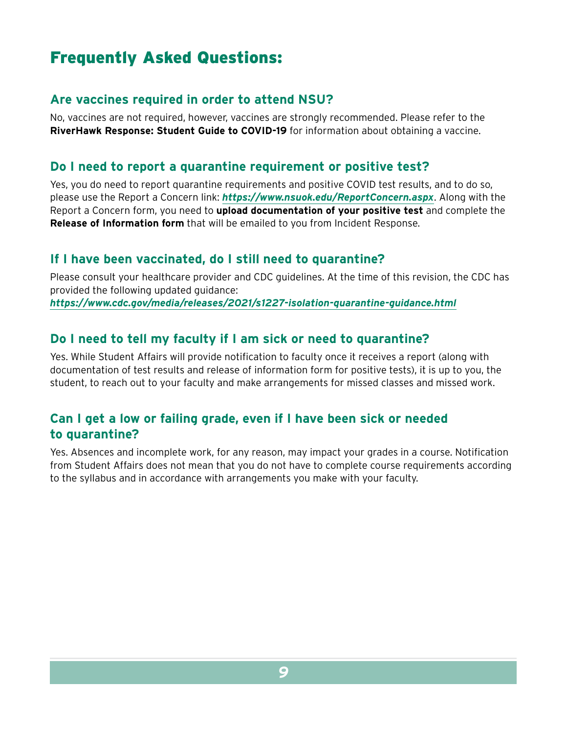# Frequently Asked Questions:

## Are vaccines required in order to attend NSU?

No, vaccines are not required, however, vaccines are strongly recommended. Please refer to the **RiverHawk Response: Student Guide to COVID-19** for information about obtaining a vaccine.

## Do I need to report a quarantine requirement or positive test?

Yes, you do need to report quarantine requirements and positive COVID test results, and to do so, please use the Report a Concern link: ***https://www.nsuok.edu/ReportConcern.aspx***. Along with the Report a Concern form, you need to **upload documentation of your positive test** and complete the **Release of Information form** that will be emailed to you from Incident Response.

## If I have been vaccinated, do I still need to quarantine?

Please consult your healthcare provider and CDC guidelines. At the time of this revision, the CDC has provided the following updated guidance:
***https://www.cdc.gov/media/releases/2021/s1227-isolation-quarantine-guidance.html***

## Do I need to tell my faculty if I am sick or need to quarantine?

Yes. While Student Affairs will provide notification to faculty once it receives a report (along with documentation of test results and release of information form for positive tests), it is up to you, the student, to reach out to your faculty and make arrangements for missed classes and missed work.

## Can I get a low or failing grade, even if I have been sick or needed to quarantine?

Yes. Absences and incomplete work, for any reason, may impact your grades in a course. Notification from Student Affairs does not mean that you do not have to complete course requirements according to the syllabus and in accordance with arrangements you make with your faculty.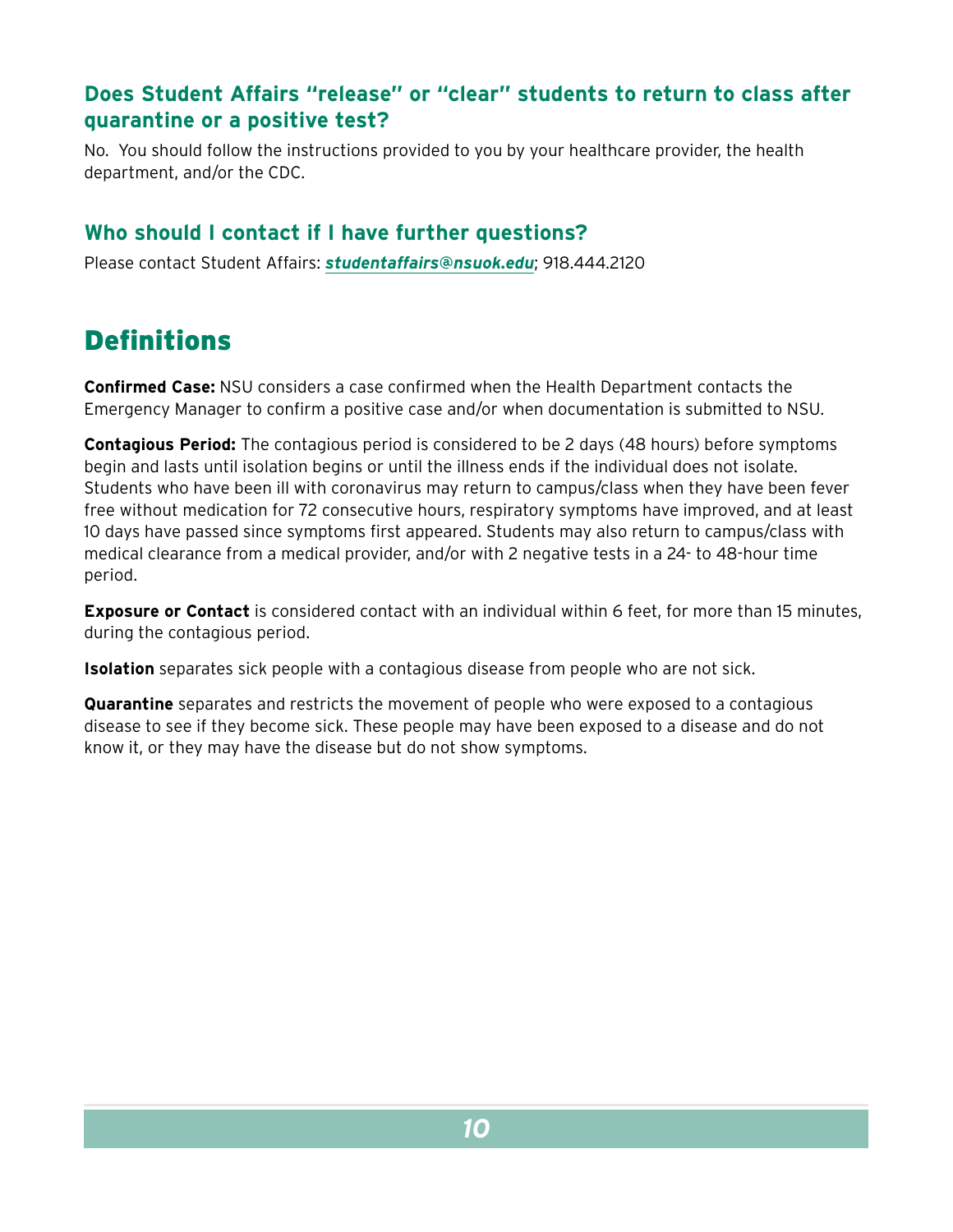### Does Student Affairs "release" or "clear" students to return to class after quarantine or a positive test?

No. You should follow the instructions provided to you by your healthcare provider, the health department, and/or the CDC.

### Who should I contact if I have further questions?

Please contact Student Affairs: ***studentaffairs@nsuok.edu***; 918.444.2120

## Definitions

**Confirmed Case:** NSU considers a case confirmed when the Health Department contacts the Emergency Manager to confirm a positive case and/or when documentation is submitted to NSU.

**Contagious Period:** The contagious period is considered to be 2 days (48 hours) before symptoms begin and lasts until isolation begins or until the illness ends if the individual does not isolate. Students who have been ill with coronavirus may return to campus/class when they have been fever free without medication for 72 consecutive hours, respiratory symptoms have improved, and at least 10 days have passed since symptoms first appeared. Students may also return to campus/class with medical clearance from a medical provider, and/or with 2 negative tests in a 24- to 48-hour time period.

**Exposure or Contact** is considered contact with an individual within 6 feet, for more than 15 minutes, during the contagious period.

**Isolation** separates sick people with a contagious disease from people who are not sick.

**Quarantine** separates and restricts the movement of people who were exposed to a contagious disease to see if they become sick. These people may have been exposed to a disease and do not know it, or they may have the disease but do not show symptoms.